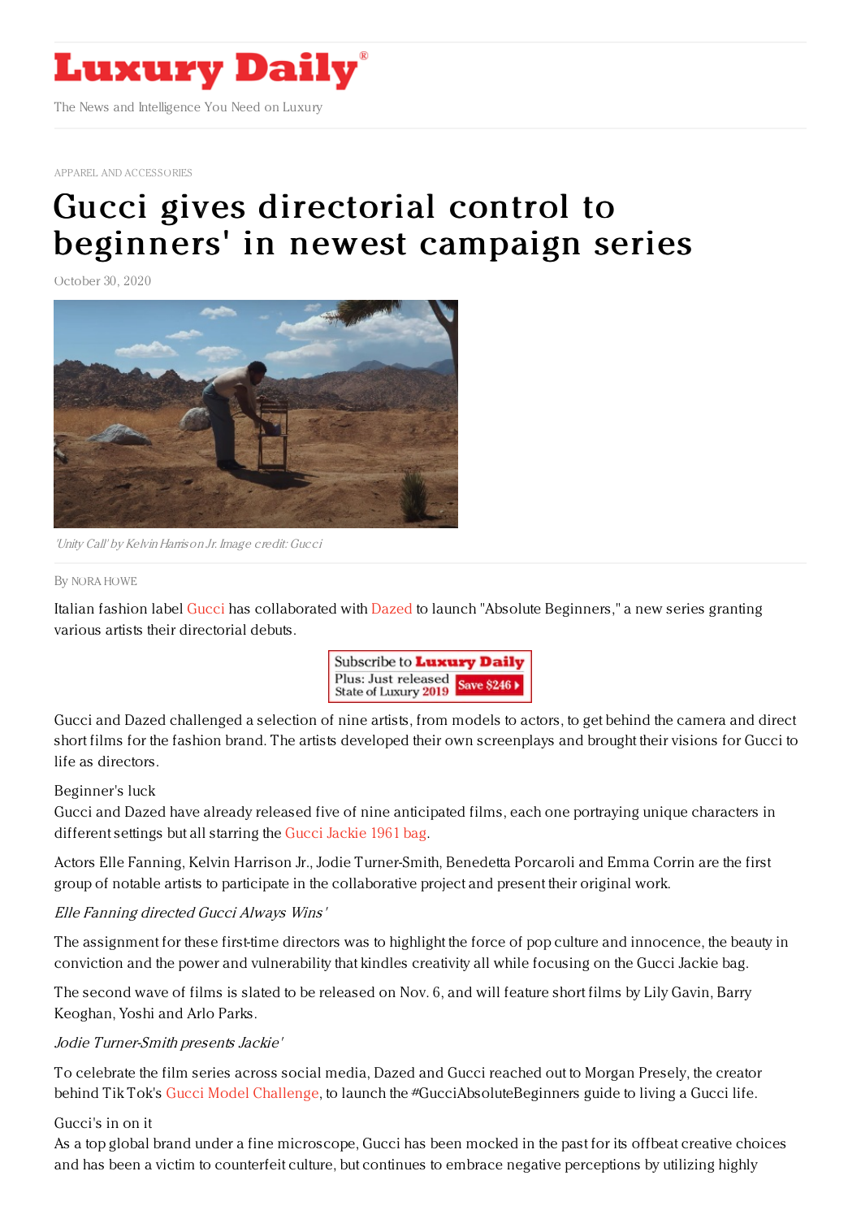Luxury Daily

The News and Intelligence You Need on Luxury

APPAREL AND ACCESSORIES

# Gucci gives directorial control to beginners' in newest campaign series

October 30, 2020

'Unity Call' by Kelvin Harrison Jr. Image credit: Gucci

By NORA HOWE

Italian fashion label Gucci has collaborated with Dazed to launch "Absolute Beginners," a new series granting various artists their directorial debuts.

Gucci and Dazed challenged a selection of nine artists, from models to actors, to get behind the camera and direct short films for the fashion brand. The artists developed their own screenplays and brought their visions for Gucci to life as directors.

## Beginner's luck

Gucci and Dazed have already released five of nine anticipated films, each one portraying unique characters in different settings but all starring the Gucci Jackie 1961 bag.

Actors Elle Fanning, Kelvin Harrison Jr., Jodie Turner-Smith, Benedetta Porcaroli and Emma Corrin are the first group of notable artists to participate in the collaborative project and present their original work.

*Elle Fanning directed Gucci Always Wins'*

The assignment for these first-time directors was to highlight the force of pop culture and innocence, the beauty in conviction and the power and vulnerability that kindles creativity all while focusing on the Gucci Jackie bag.

The second wave of films is slated to be released on Nov. 6, and will feature short films by Lily Gavin, Barry Keoghan, Yoshi and Arlo Parks.

*Jodie Turner-Smith presents Jackie'*

To celebrate the film series across social media, Dazed and Gucci reached out to Morgan Presely, the creator behind TikTok's Gucci Model Challenge, to launch the #GucciAbsoluteBeginners guide to living a Gucci life.

## Gucci's in on it

As a top global brand under a fine microscope, Gucci has been mocked in the past for its offbeat creative choices and has been a victim to counterfeit culture, but continues to embrace negative perceptions by utilizing highly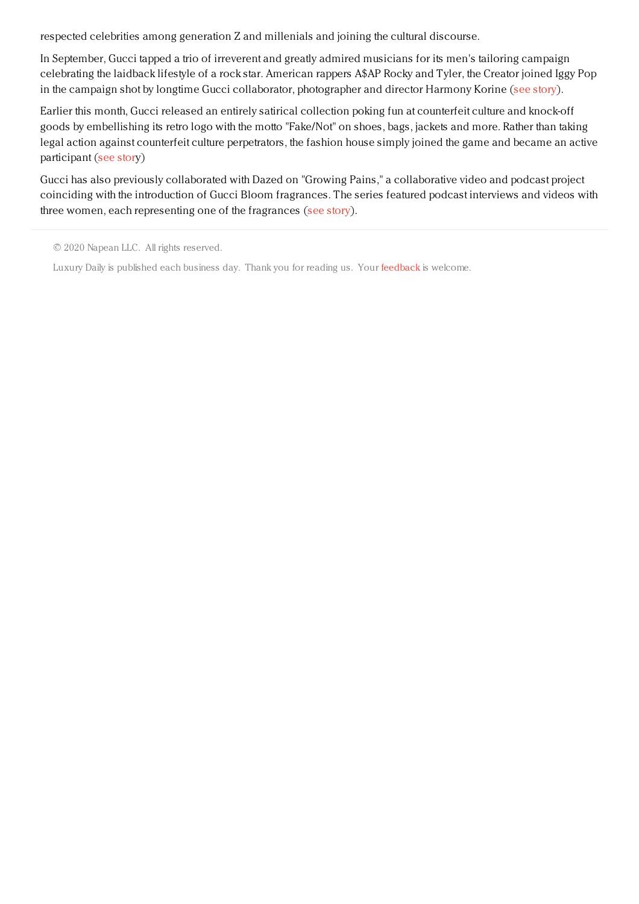respected celebrities among generation Z and millenials and joining the cultural discourse.

In September, Gucci tapped a trio of irreverent and greatly admired musicians for its men's tailoring campaign celebrating the laidback lifestyle of a rock star. American rappers A$AP Rocky and Tyler, the Creator joined Iggy Pop in the campaign shot by longtime Gucci collaborator, photographer and director Harmony Korine (see story).

Earlier this month, Gucci released an entirely satirical collection poking fun at counterfeit culture and knock-off goods by embellishing its retro logo with the motto "Fake/Not" on shoes, bags, jackets and more. Rather than taking legal action against counterfeit culture perpetrators, the fashion house simply joined the game and became an active participant (see story)

Gucci has also previously collaborated with Dazed on "Growing Pains," a collaborative video and podcast project coinciding with the introduction of Gucci Bloom fragrances. The series featured podcast interviews and videos with three women, each representing one of the fragrances (see story).

© 2020 Napean LLC. All rights reserved.

Luxury Daily is published each business day. Thank you for reading us. Your feedback is welcome.